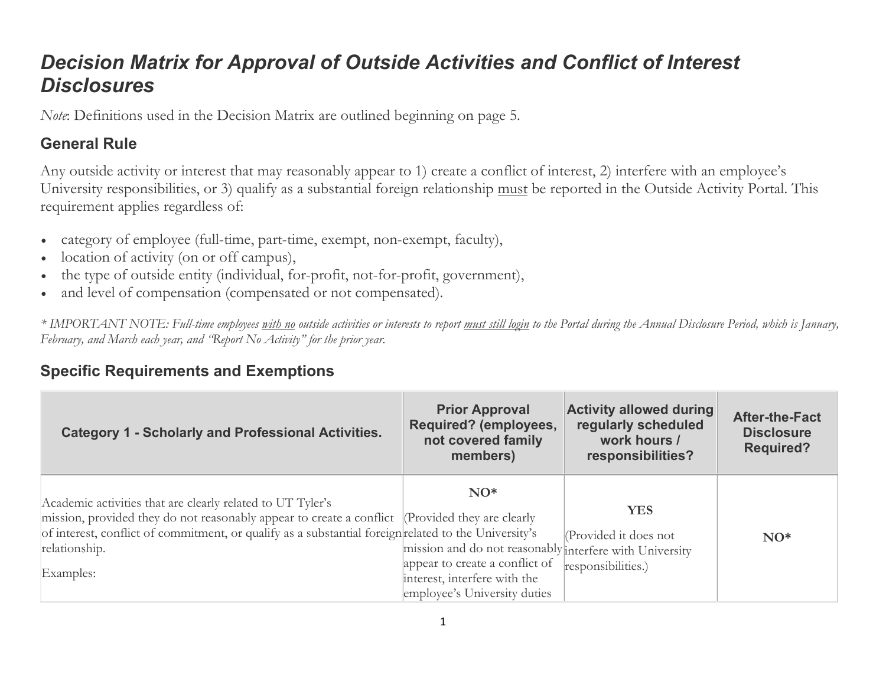# *Decision Matrix for Approval of Outside Activities and Conflict of Interest Disclosures*

*Note*: Definitions used in the Decision Matrix are outlined beginning on page 5.

## General Rule

Any outside activity or interest that may reasonably appear to 1) create a conflict of interest, 2) interfere with an employee's University responsibilities, or 3) qualify as a substantial foreign relationship must be reported in the Outside Activity Portal. This requirement applies regardless of:

- category of employee (full-time, part-time, exempt, non-exempt, faculty),
- location of activity (on or off campus),
- the type of outside entity (individual, for-profit, not-for-profit, government),
- and level of compensation (compensated or not compensated).

*\* IMPORTANT NOTE: Full-time employees with no outside activities or interests to report must still login to the Portal during the Annual Disclosure Period, which is January, February, and March each year, and "Report No Activity" for the prior year.*

## Specific Requirements and Exemptions

| Category 1 - Scholarly and Professional Activities. | Prior Approval Required? (employees, not covered family members) | Activity allowed during regularly scheduled work hours / responsibilities? | After-the-Fact Disclosure Required? |
|---|---|---|---|
| Academic activities that are clearly related to UT Tyler's mission, provided they do not reasonably appear to create a conflict of interest, conflict of commitment, or qualify as a substantial foreign relationship.<br><br>Examples: | **NO***<br><br>(Provided they are clearly related to the University's mission and do not reasonably appear to create a conflict of interest, interfere with the employee's University duties | **YES**<br><br>(Provided it does not interfere with University responsibilities.) | **NO*** |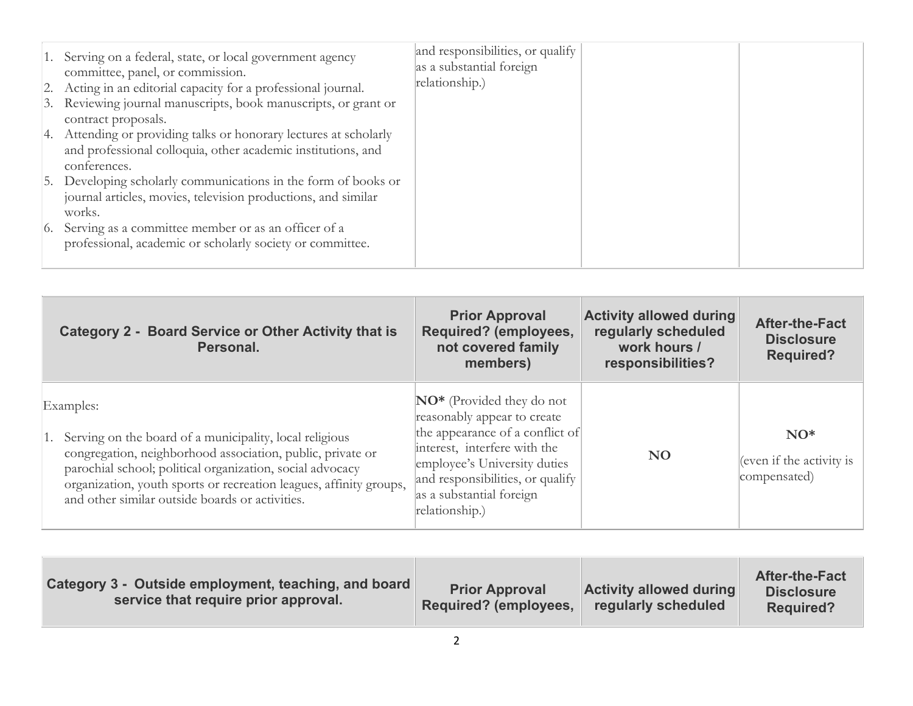| | | | |
|---|---|---|---|
| 1. Serving on a federal, state, or local government agency committee, panel, or commission.<br>2. Acting in an editorial capacity for a professional journal.<br>3. Reviewing journal manuscripts, book manuscripts, or grant or contract proposals.<br>4. Attending or providing talks or honorary lectures at scholarly and professional colloquia, other academic institutions, and conferences.<br>5. Developing scholarly communications in the form of books or journal articles, movies, television productions, and similar works.<br>6. Serving as a committee member or as an officer of a professional, academic or scholarly society or committee. | and responsibilities, or qualify as a substantial foreign relationship.) | | |

| Category 2 - Board Service or Other Activity that is Personal. | Prior Approval Required? (employees, not covered family members) | Activity allowed during regularly scheduled work hours / responsibilities? | After-the-Fact Disclosure Required? |
|---|---|---|---|
| Examples:<br><br>1. Serving on the board of a municipality, local religious congregation, neighborhood association, public, private or parochial school; political organization, social advocacy organization, youth sports or recreation leagues, affinity groups, and other similar outside boards or activities. | **NO*** (Provided they do not reasonably appear to create the appearance of a conflict of interest, interfere with the employee's University duties and responsibilities, or qualify as a substantial foreign relationship.) | **NO** | **NO***<br><br>(even if the activity is compensated) |

| Category 3 - Outside employment, teaching, and board service that require prior approval. | Prior Approval Required? (employees, | Activity allowed during regularly scheduled | After-the-Fact Disclosure Required? |
|---|---|---|---|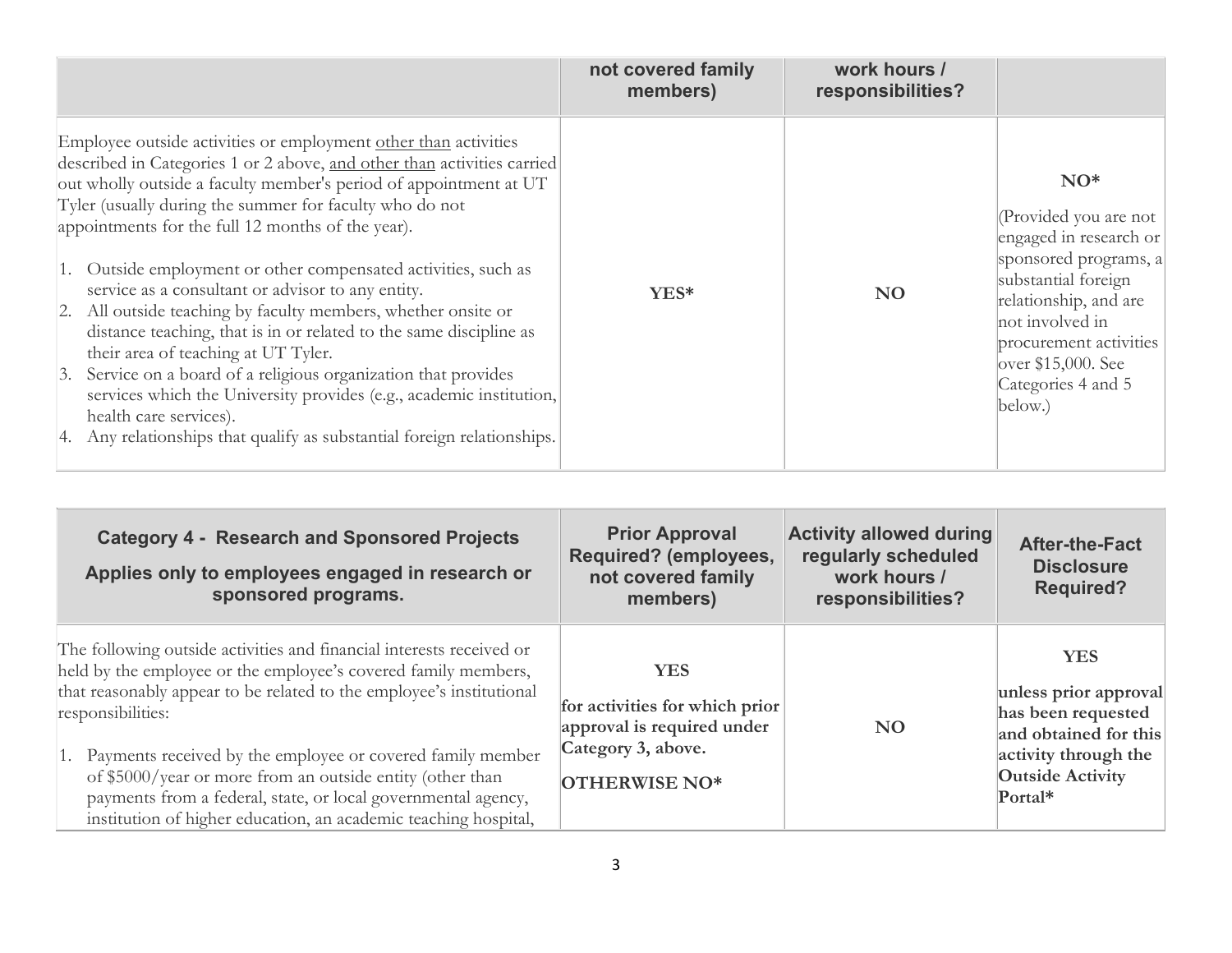| | not covered family members) | work hours / responsibilities? | |
|---|---|---|---|
| Employee outside activities or employment <u>other than</u> activities described in Categories 1 or 2 above, <u>and other than</u> activities carried out wholly outside a faculty member's period of appointment at UT Tyler (usually during the summer for faculty who do not appointments for the full 12 months of the year).<br><br>1. Outside employment or other compensated activities, such as service as a consultant or advisor to any entity.<br>2. All outside teaching by faculty members, whether onsite or distance teaching, that is in or related to the same discipline as their area of teaching at UT Tyler.<br>3. Service on a board of a religious organization that provides services which the University provides (e.g., academic institution, health care services).<br>4. Any relationships that qualify as substantial foreign relationships. | **YES*** | **NO** | **NO***<br><br>(Provided you are not engaged in research or sponsored programs, a substantial foreign relationship, and are not involved in procurement activities over $15,000. See Categories 4 and 5 below.) |

| Category 4 - Research and Sponsored Projects<br>Applies only to employees engaged in research or sponsored programs. | Prior Approval Required? (employees, not covered family members) | Activity allowed during regularly scheduled work hours / responsibilities? | After-the-Fact Disclosure Required? |
|---|---|---|---|
| The following outside activities and financial interests received or held by the employee or the employee's covered family members, that reasonably appear to be related to the employee's institutional responsibilities:<br><br>1. Payments received by the employee or covered family member of $5000/year or more from an outside entity (other than payments from a federal, state, or local governmental agency, institution of higher education, an academic teaching hospital, | **YES**<br><br>**for activities for which prior approval is required under Category 3, above.**<br><br>**OTHERWISE NO*** | **NO** | **YES**<br><br>**unless prior approval has been requested and obtained for this activity through the Outside Activity Portal*** |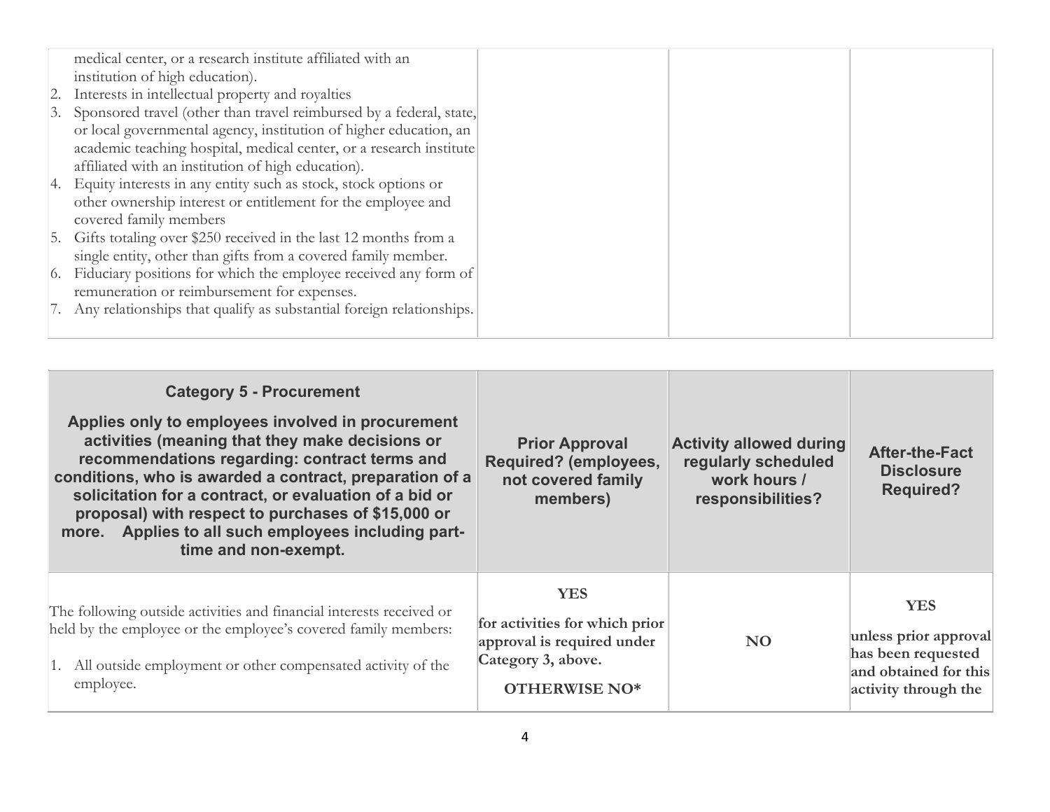| | | | |
|---|---|---|---|
| medical center, or a research institute affiliated with an institution of high education).<br>2. Interests in intellectual property and royalties<br>3. Sponsored travel (other than travel reimbursed by a federal, state, or local governmental agency, institution of higher education, an academic teaching hospital, medical center, or a research institute affiliated with an institution of high education).<br>4. Equity interests in any entity such as stock, stock options or other ownership interest or entitlement for the employee and covered family members<br>5. Gifts totaling over $250 received in the last 12 months from a single entity, other than gifts from a covered family member.<br>6. Fiduciary positions for which the employee received any form of remuneration or reimbursement for expenses.<br>7. Any relationships that qualify as substantial foreign relationships. | | | |

| **Category 5 - Procurement**<br><br>**Applies only to employees involved in procurement activities (meaning that they make decisions or recommendations regarding: contract terms and conditions, who is awarded a contract, preparation of a solicitation for a contract, or evaluation of a bid or proposal) with respect to purchases of $15,000 or more. Applies to all such employees including part-time and non-exempt.** | **Prior Approval Required? (employees, not covered family members)** | **Activity allowed during regularly scheduled work hours / responsibilities?** | **After-the-Fact Disclosure Required?** |
|---|---|---|---|
| The following outside activities and financial interests received or held by the employee or the employee's covered family members:<br><br>1. All outside employment or other compensated activity of the employee. | **YES**<br><br>**for activities for which prior approval is required under Category 3, above.**<br><br>**OTHERWISE NO*** | **NO** | **YES**<br><br>**unless prior approval has been requested and obtained for this activity through the** |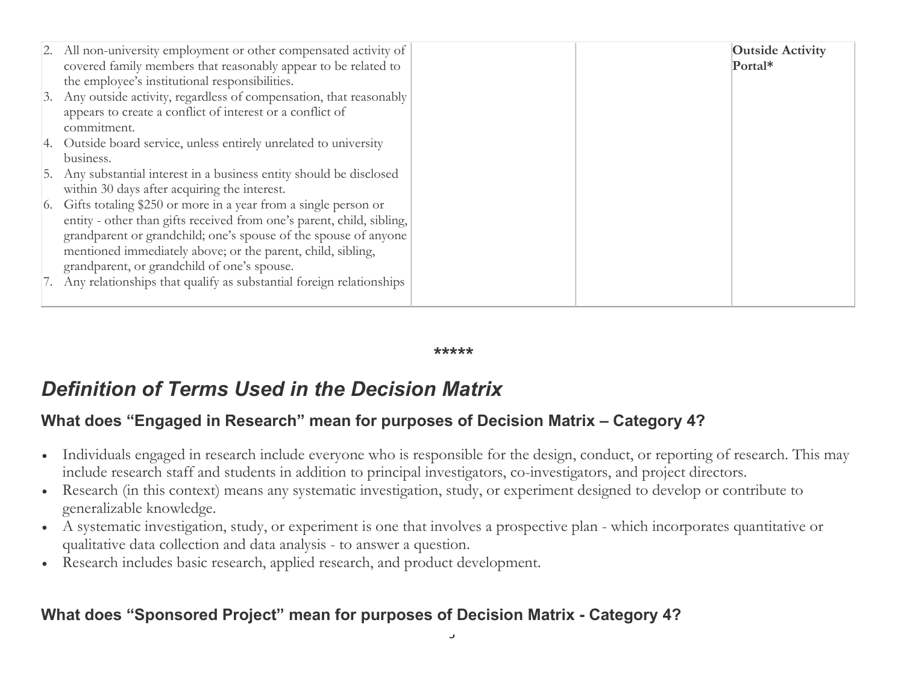| | | | |
|---|---|---|---|
| 2. All non-university employment or other compensated activity of covered family members that reasonably appear to be related to the employee's institutional responsibilities.<br>3. Any outside activity, regardless of compensation, that reasonably appears to create a conflict of interest or a conflict of commitment.<br>4. Outside board service, unless entirely unrelated to university business.<br>5. Any substantial interest in a business entity should be disclosed within 30 days after acquiring the interest.<br>6. Gifts totaling $250 or more in a year from a single person or entity - other than gifts received from one's parent, child, sibling, grandparent or grandchild; one's spouse of the spouse of anyone mentioned immediately above; or the parent, child, sibling, grandparent, or grandchild of one's spouse.<br>7. Any relationships that qualify as substantial foreign relationships | | | **Outside Activity Portal*** |

**\*\*\*\*\***

## *Definition of Terms Used in the Decision Matrix*

### What does "Engaged in Research" mean for purposes of Decision Matrix – Category 4?

- Individuals engaged in research include everyone who is responsible for the design, conduct, or reporting of research. This may include research staff and students in addition to principal investigators, co-investigators, and project directors.
- Research (in this context) means any systematic investigation, study, or experiment designed to develop or contribute to generalizable knowledge.
- A systematic investigation, study, or experiment is one that involves a prospective plan - which incorporates quantitative or qualitative data collection and data analysis - to answer a question.
- Research includes basic research, applied research, and product development.

### What does "Sponsored Project" mean for purposes of Decision Matrix - Category 4?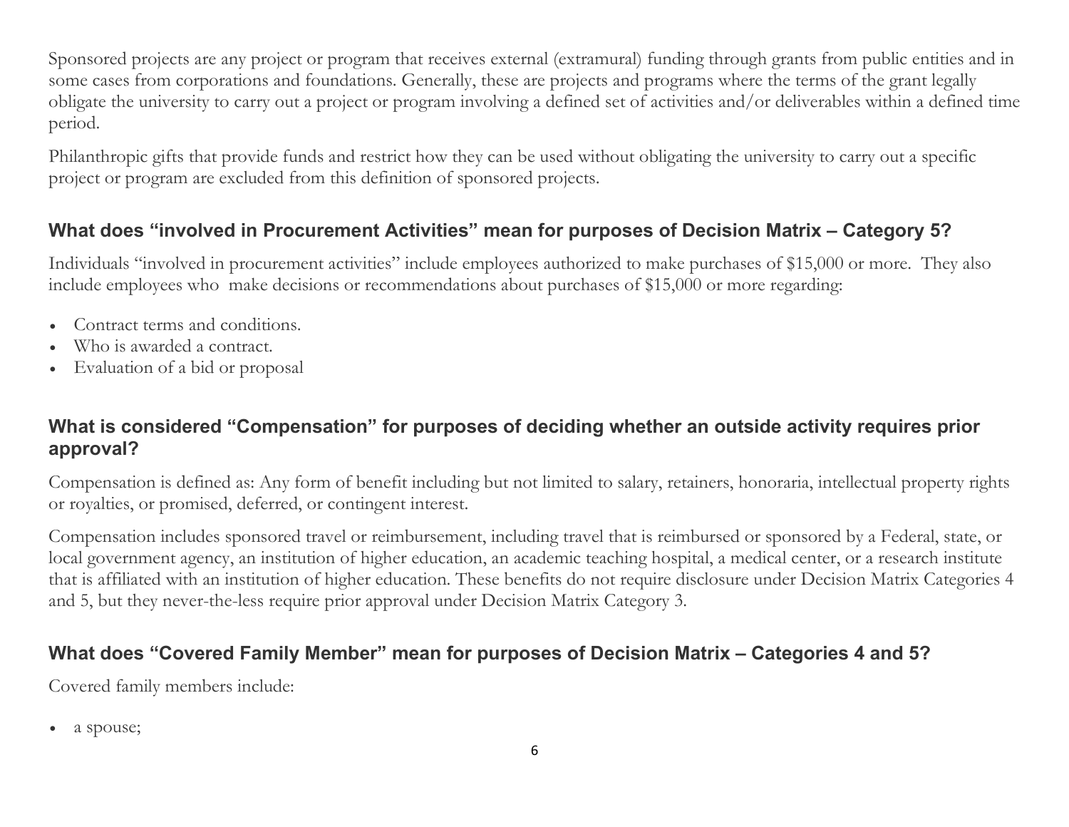Sponsored projects are any project or program that receives external (extramural) funding through grants from public entities and in some cases from corporations and foundations. Generally, these are projects and programs where the terms of the grant legally obligate the university to carry out a project or program involving a defined set of activities and/or deliverables within a defined time period.

Philanthropic gifts that provide funds and restrict how they can be used without obligating the university to carry out a specific project or program are excluded from this definition of sponsored projects.

## What does "involved in Procurement Activities" mean for purposes of Decision Matrix – Category 5?

Individuals "involved in procurement activities" include employees authorized to make purchases of $15,000 or more. They also include employees who make decisions or recommendations about purchases of $15,000 or more regarding:

- Contract terms and conditions.
- Who is awarded a contract.
- Evaluation of a bid or proposal

## What is considered "Compensation" for purposes of deciding whether an outside activity requires prior approval?

Compensation is defined as: Any form of benefit including but not limited to salary, retainers, honoraria, intellectual property rights or royalties, or promised, deferred, or contingent interest.

Compensation includes sponsored travel or reimbursement, including travel that is reimbursed or sponsored by a Federal, state, or local government agency, an institution of higher education, an academic teaching hospital, a medical center, or a research institute that is affiliated with an institution of higher education. These benefits do not require disclosure under Decision Matrix Categories 4 and 5, but they never-the-less require prior approval under Decision Matrix Category 3.

## What does "Covered Family Member" mean for purposes of Decision Matrix – Categories 4 and 5?

Covered family members include:

- a spouse;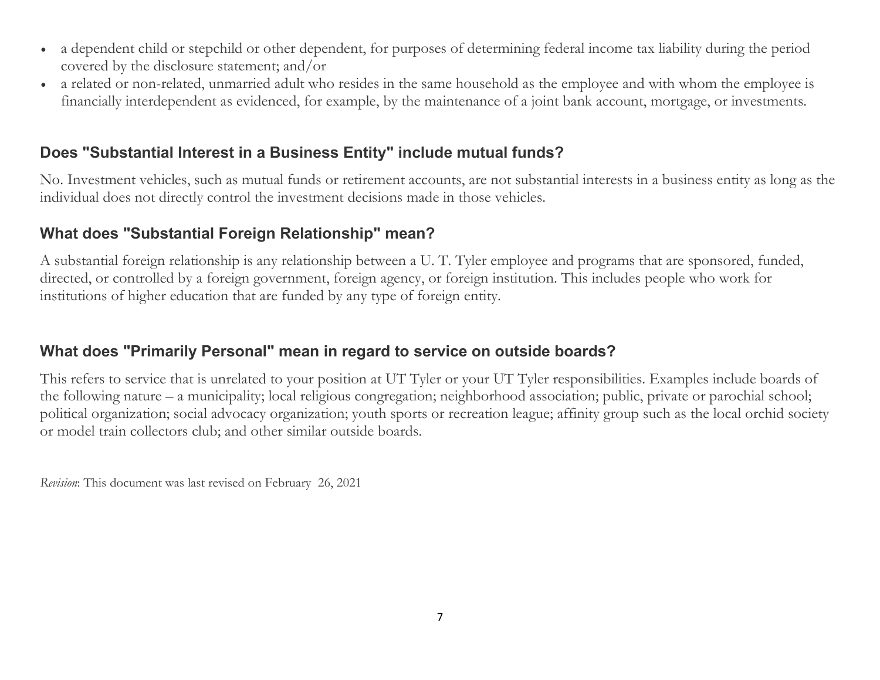- a dependent child or stepchild or other dependent, for purposes of determining federal income tax liability during the period covered by the disclosure statement; and/or
- a related or non-related, unmarried adult who resides in the same household as the employee and with whom the employee is financially interdependent as evidenced, for example, by the maintenance of a joint bank account, mortgage, or investments.

## Does "Substantial Interest in a Business Entity" include mutual funds?

No. Investment vehicles, such as mutual funds or retirement accounts, are not substantial interests in a business entity as long as the individual does not directly control the investment decisions made in those vehicles.

## What does "Substantial Foreign Relationship" mean?

A substantial foreign relationship is any relationship between a U. T. Tyler employee and programs that are sponsored, funded, directed, or controlled by a foreign government, foreign agency, or foreign institution. This includes people who work for institutions of higher education that are funded by any type of foreign entity.

## What does "Primarily Personal" mean in regard to service on outside boards?

This refers to service that is unrelated to your position at UT Tyler or your UT Tyler responsibilities. Examples include boards of the following nature – a municipality; local religious congregation; neighborhood association; public, private or parochial school; political organization; social advocacy organization; youth sports or recreation league; affinity group such as the local orchid society or model train collectors club; and other similar outside boards.

*Revision*: This document was last revised on February 26, 2021